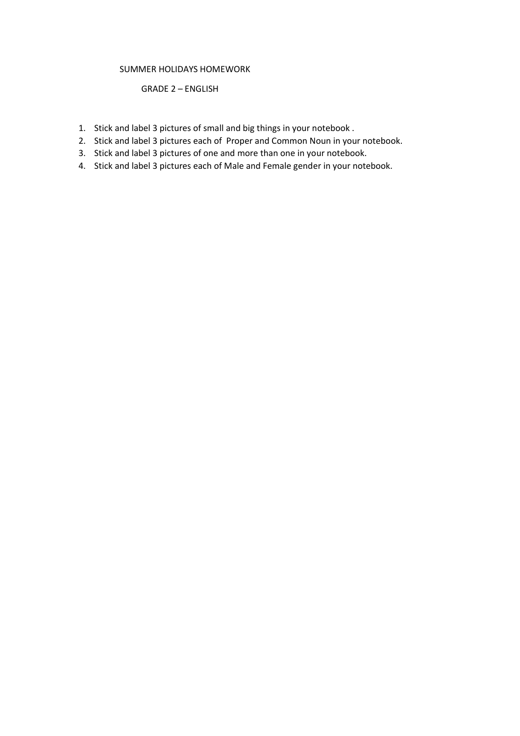# SUMMER HOLIDAYS HOMEWORK

## GRADE 2 – ENGLISH

1. Stick and label 3 pictures of small and big things in your notebook .
2. Stick and label 3 pictures each of Proper and Common Noun in your notebook.
3. Stick and label 3 pictures of one and more than one in your notebook.
4. Stick and label 3 pictures each of Male and Female gender in your notebook.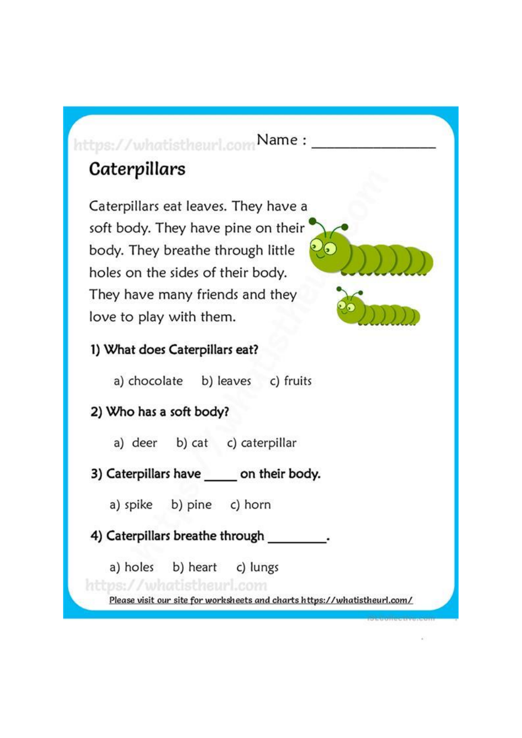Name : ________________

# Caterpillars

Caterpillars eat leaves. They have a soft body. They have pine on their body. They breathe through little holes on the sides of their body. They have many friends and they love to play with them.

**1) What does Caterpillars eat?**

a) chocolate   b) leaves   c) fruits

**2) Who has a soft body?**

a) deer   b) cat   c) caterpillar

**3) Caterpillars have _____ on their body.**

a) spike   b) pine   c) horn

**4) Caterpillars breathe through _________.**

a) holes   b) heart   c) lungs

Please visit our site for worksheets and charts https://whatistheurl.com/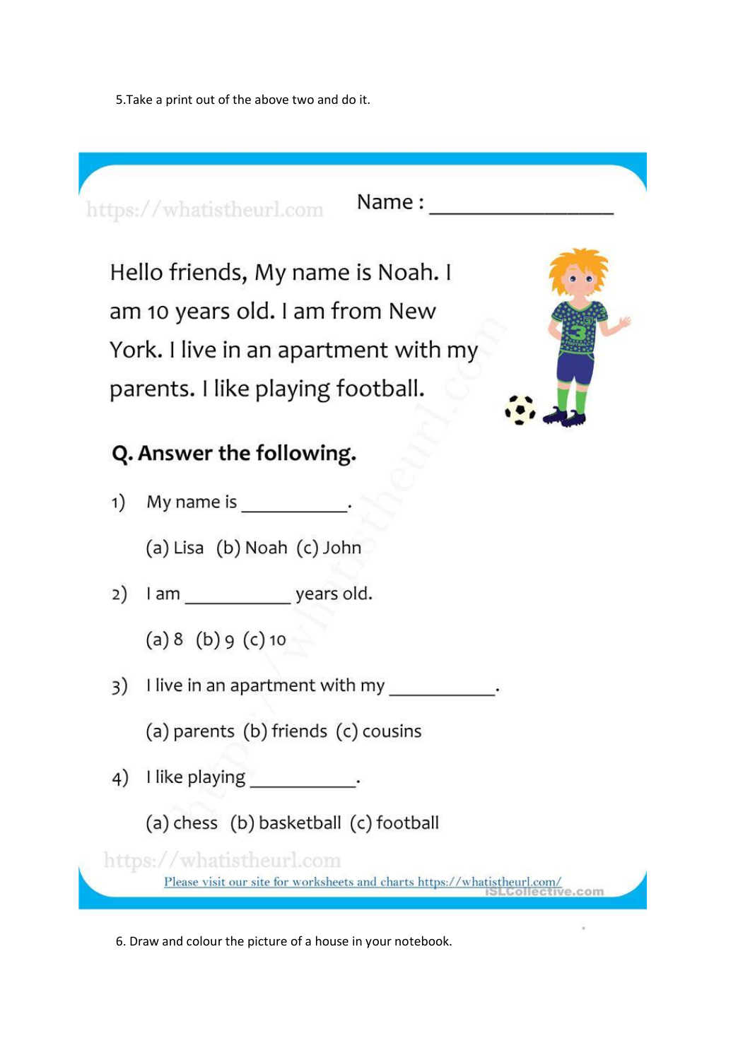5.Take a print out of the above two and do it.

https://whatistheurl.com

Name : ________________

Hello friends, My name is Noah. I am 10 years old. I am from New York. I live in an apartment with my parents. I like playing football.

## Q. Answer the following.

1) My name is __________.

   (a) Lisa (b) Noah (c) John

2) I am __________ years old.

   (a) 8 (b) 9 (c) 10

3) I live in an apartment with my __________.

   (a) parents (b) friends (c) cousins

4) I like playing __________.

   (a) chess (b) basketball (c) football

https://whatistheurl.com

Please visit our site for worksheets and charts https://whatistheurl.com/

iSLCollective.com

6. Draw and colour the picture of a house in your notebook.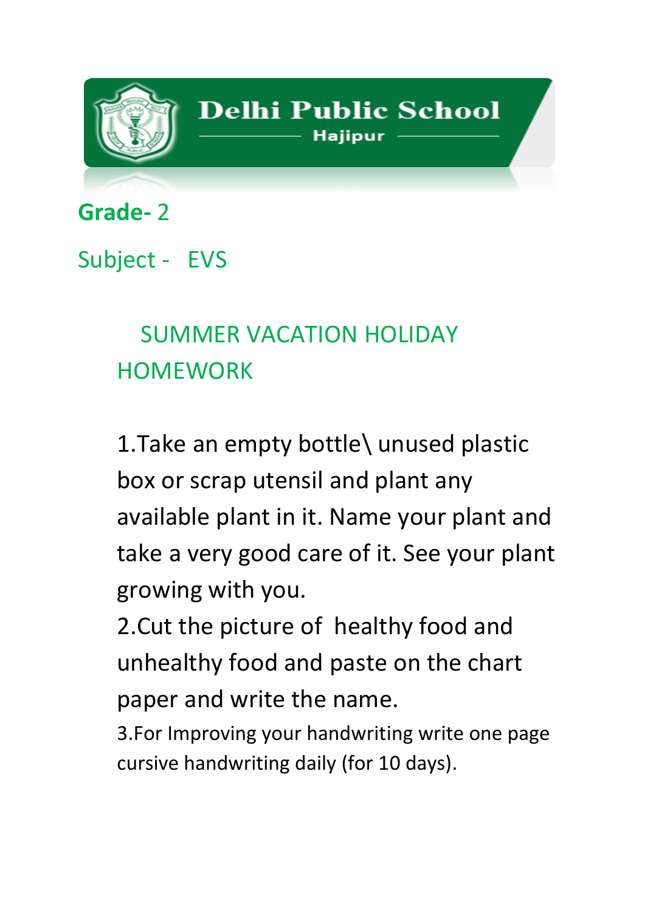# Delhi Public School

Hajipur

**Grade-** 2

Subject - EVS

## SUMMER VACATION HOLIDAY HOMEWORK

1.Take an empty bottle\ unused plastic box or scrap utensil and plant any available plant in it. Name your plant and take a very good care of it. See your plant growing with you.

2.Cut the picture of healthy food and unhealthy food and paste on the chart paper and write the name.

3.For Improving your handwriting write one page cursive handwriting daily (for 10 days).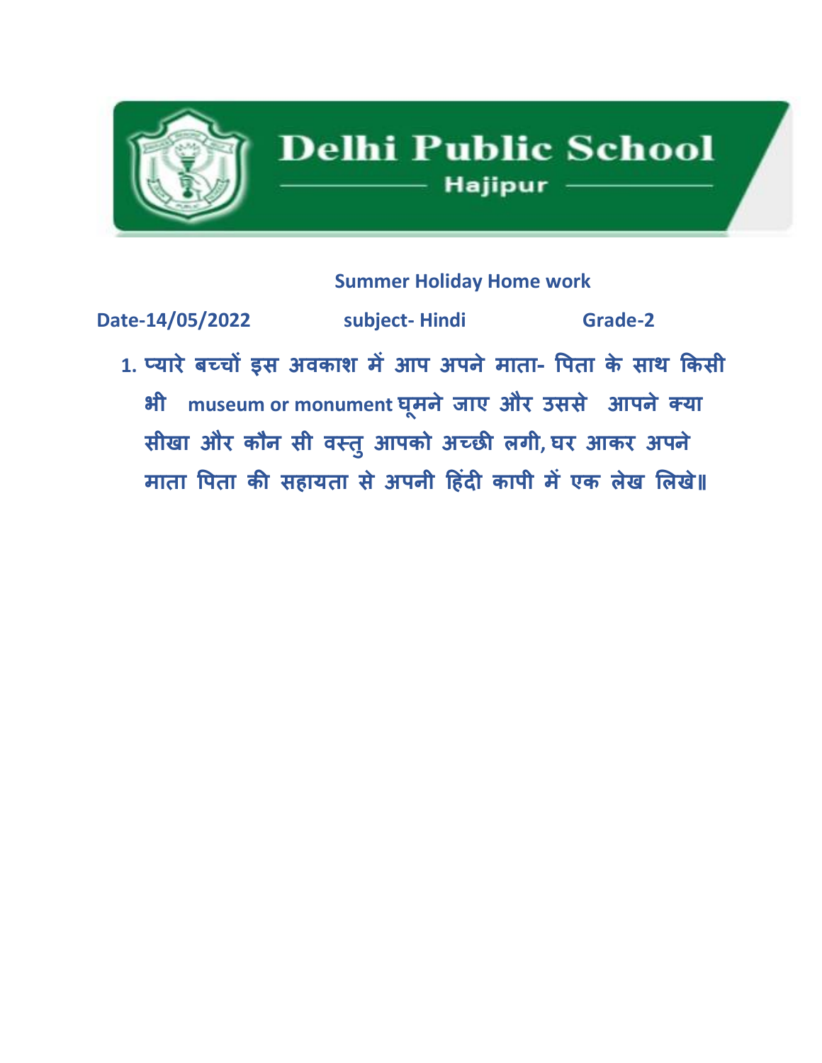# Delhi Public School

**Hajipur**

**Summer Holiday Home work**

**Date-14/05/2022** **subject- Hindi** **Grade-2**

1. **प्यारे बच्चों इस अवकाश में आप अपने माता- पिता के साथ किसी भी museum or monument घूमने जाए और उससे आपने क्या सीखा और कौन सी वस्तु आपको अच्छी लगी, घर आकर अपने माता पिता की सहायता से अपनी हिंदी कापी में एक लेख लिखे॥**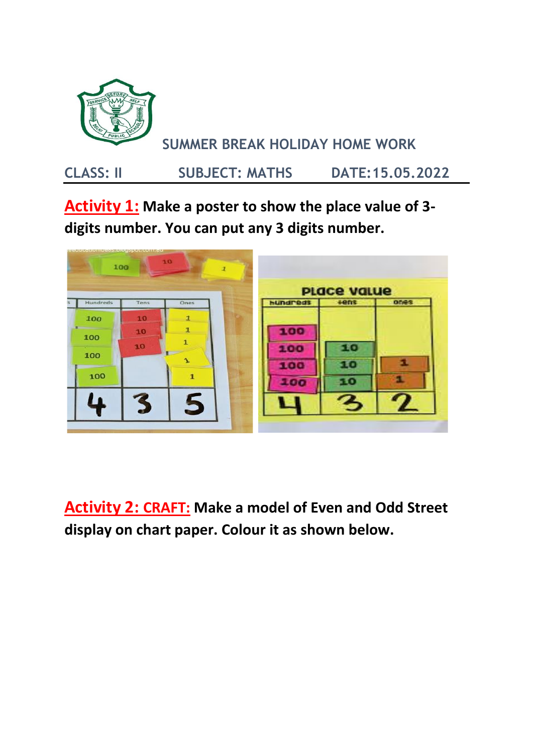SUMMER BREAK HOLIDAY HOME WORK

CLASS: II SUBJECT: MATHS DATE:15.05.2022

**Activity 1: Make a poster to show the place value of 3-digits number. You can put any 3 digits number.**

**Activity 2: CRAFT: Make a model of Even and Odd Street display on chart paper. Colour it as shown below.**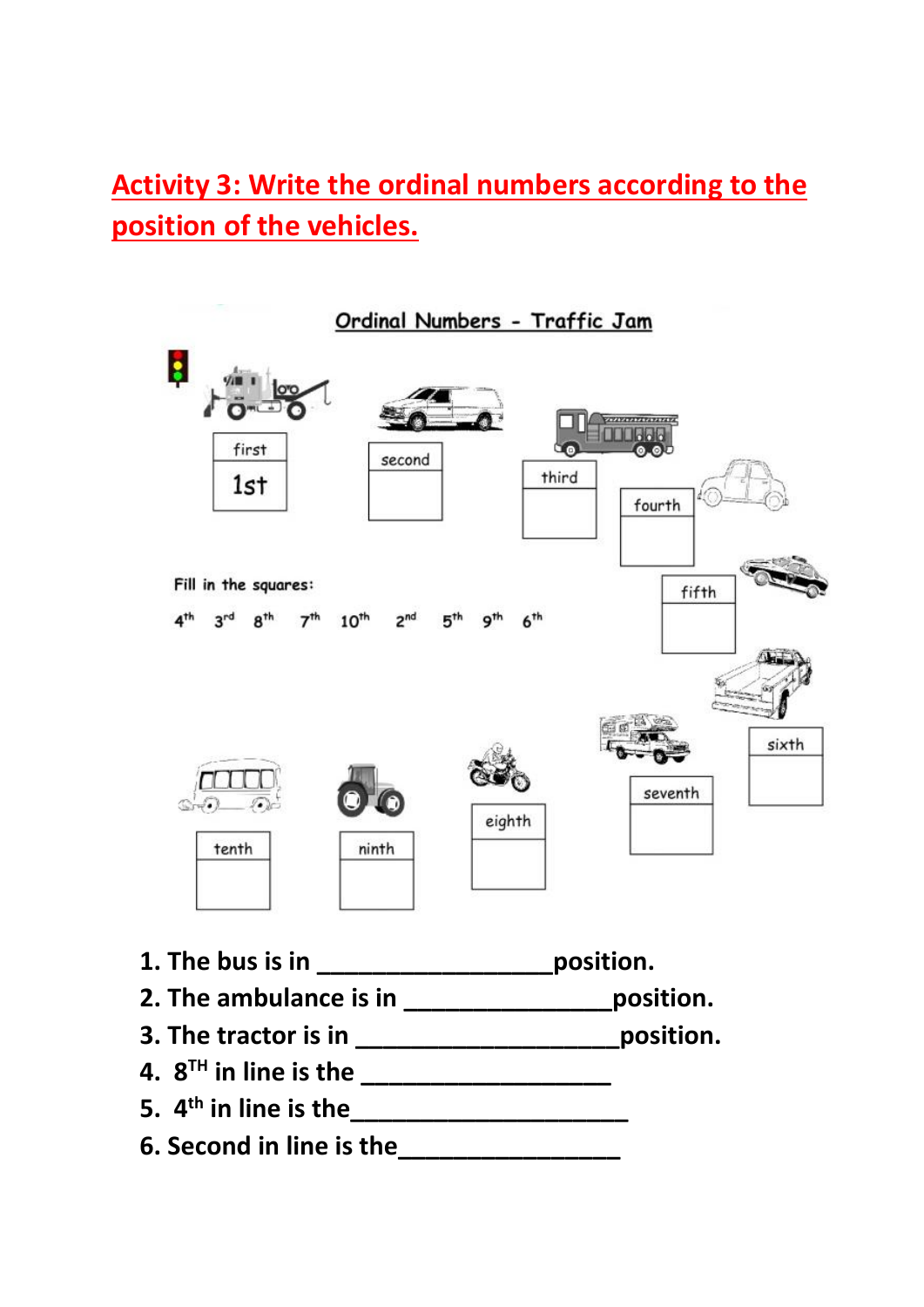# Activity 3: Write the ordinal numbers according to the position of the vehicles.

## Ordinal Numbers - Traffic Jam

first
1st

second

third

fourth

fifth

sixth

seventh

eighth

ninth

tenth

Fill in the squares:

4th 3rd 8th 7th 10th 2nd 5th 9th 6th

1. The bus is in ___________________position.
2. The ambulance is in _________________position.
3. The tractor is in _____________________position.
4. 8TH in line is the ____________________
5. 4th in line is the______________________
6. Second in line is the_________________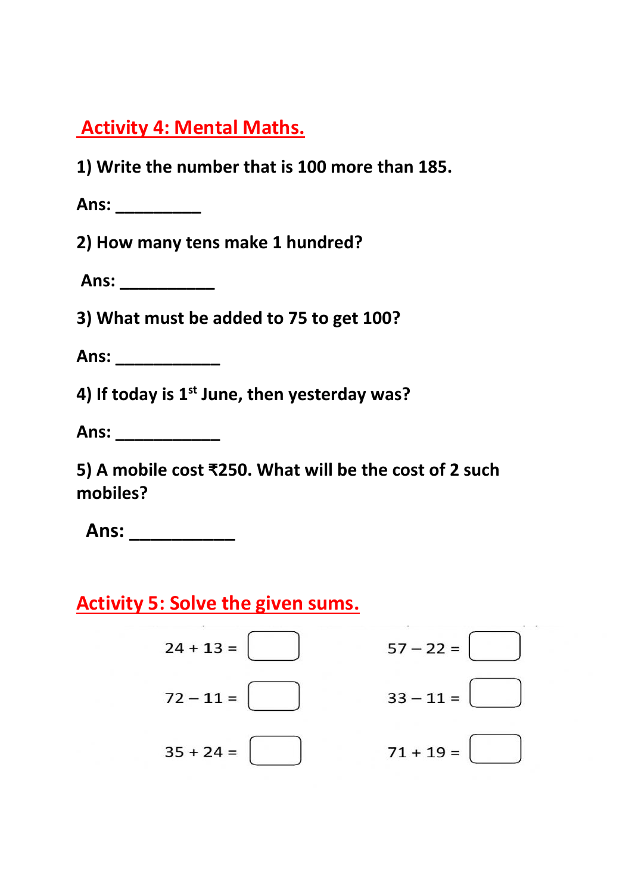## Activity 4: Mental Maths.

**1) Write the number that is 100 more than 185.**

**Ans: _________**

**2) How many tens make 1 hundred?**

**Ans: __________**

**3) What must be added to 75 to get 100?**

**Ans: ___________**

**4) If today is 1st June, then yesterday was?**

**Ans: ___________**

**5) A mobile cost ₹250. What will be the cost of 2 such mobiles?**

**Ans: ___________**

## Activity 5: Solve the given sums.

| | |
|---|---|
| $24 + 13 =$ ☐ | $57 - 22 =$ ☐ |
| $72 - 11 =$ ☐ | $33 - 11 =$ ☐ |
| $35 + 24 =$ ☐ | $71 + 19 =$ ☐ |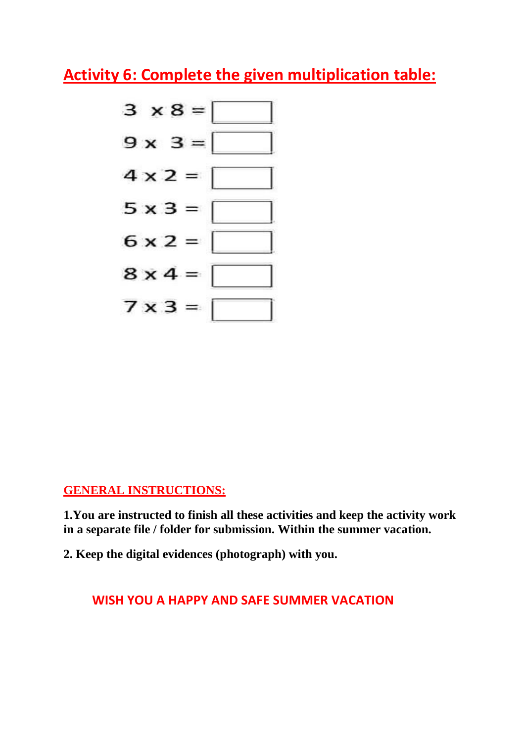## Activity 6: Complete the given multiplication table:

$3 \times 8 =$ ☐

$9 \times 3 =$ ☐

$4 \times 2 =$ ☐

$5 \times 3 =$ ☐

$6 \times 2 =$ ☐

$8 \times 4 =$ ☐

$7 \times 3 =$ ☐

**GENERAL INSTRUCTIONS:**

**1.You are instructed to finish all these activities and keep the activity work in a separate file / folder for submission. Within the summer vacation.**

**2. Keep the digital evidences (photograph) with you.**

**WISH YOU A HAPPY AND SAFE SUMMER VACATION**